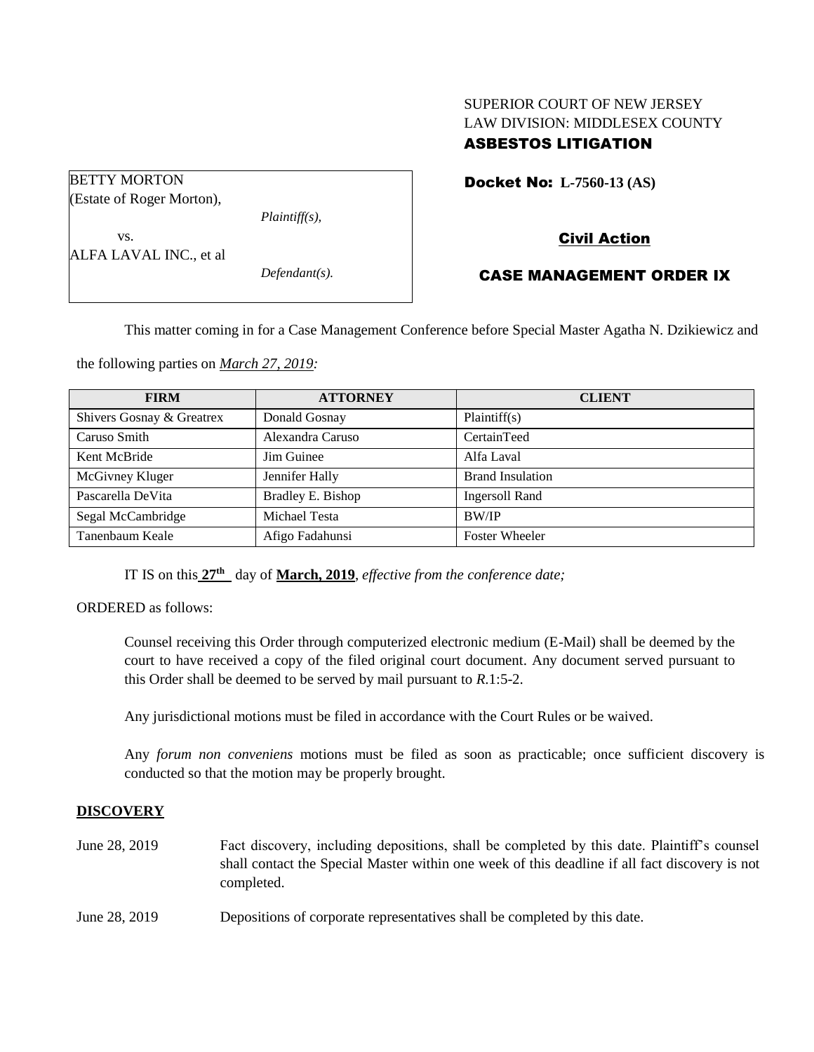SUPERIOR COURT OF NEW JERSEY
LAW DIVISION: MIDDLESEX COUNTY
**ASBESTOS LITIGATION**

BETTY MORTON
(Estate of Roger Morton),
*Plaintiff(s),*
vs.
ALFA LAVAL INC., et al
*Defendant(s).*

**Docket No: L-7560-13 (AS)**

**Civil Action**

**CASE MANAGEMENT ORDER IX**

This matter coming in for a Case Management Conference before Special Master Agatha N. Dzikiewicz and the following parties on ***March 27, 2019:***

| FIRM | ATTORNEY | CLIENT |
|---|---|---|
| Shivers Gosnay & Greatrex | Donald Gosnay | Plaintiff(s) |
| Caruso Smith | Alexandra Caruso | CertainTeed |
| Kent McBride | Jim Guinee | Alfa Laval |
| McGivney Kluger | Jennifer Hally | Brand Insulation |
| Pascarella DeVita | Bradley E. Bishop | Ingersoll Rand |
| Segal McCambridge | Michael Testa | BW/IP |
| Tanenbaum Keale | Afigo Fadahunsi | Foster Wheeler |

IT IS on this **27th** day of **March, 2019**, *effective from the conference date;*

ORDERED as follows:

Counsel receiving this Order through computerized electronic medium (E-Mail) shall be deemed by the court to have received a copy of the filed original court document. Any document served pursuant to this Order shall be deemed to be served by mail pursuant to *R*.1:5-2.

Any jurisdictional motions must be filed in accordance with the Court Rules or be waived.

Any *forum non conveniens* motions must be filed as soon as practicable; once sufficient discovery is conducted so that the motion may be properly brought.

**DISCOVERY**

June 28, 2019 — Fact discovery, including depositions, shall be completed by this date. Plaintiff's counsel shall contact the Special Master within one week of this deadline if all fact discovery is not completed.

June 28, 2019 — Depositions of corporate representatives shall be completed by this date.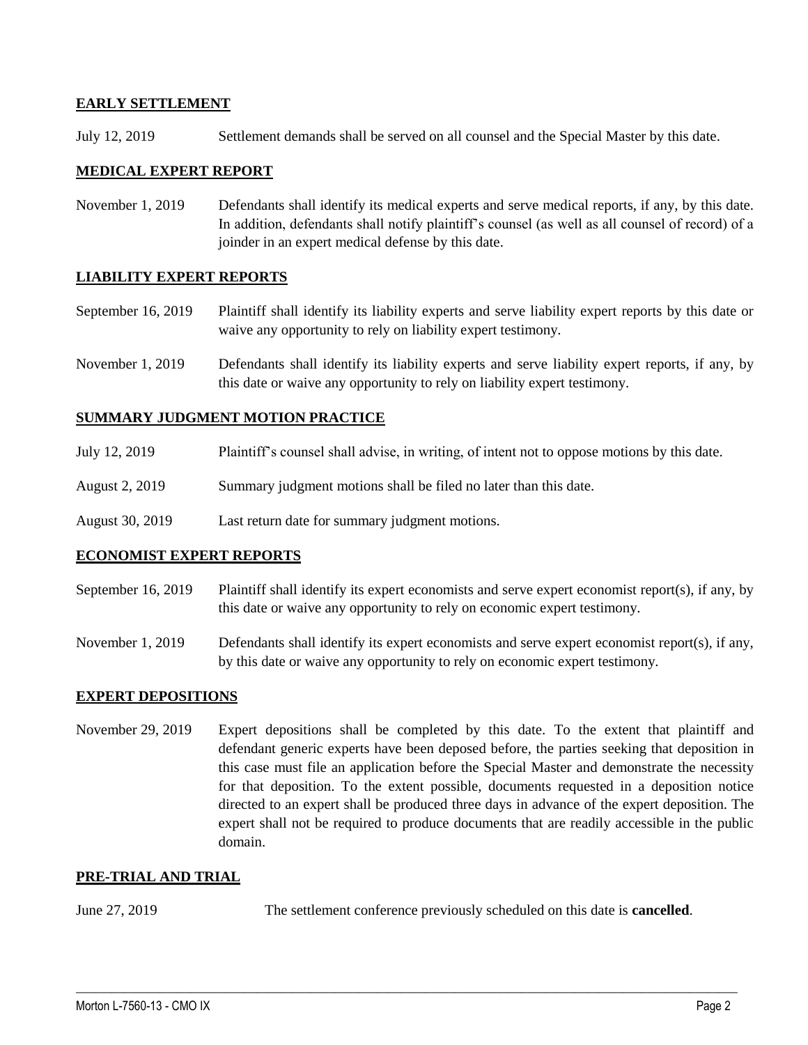## EARLY SETTLEMENT

July 12, 2019 Settlement demands shall be served on all counsel and the Special Master by this date.

## MEDICAL EXPERT REPORT

November 1, 2019 Defendants shall identify its medical experts and serve medical reports, if any, by this date. In addition, defendants shall notify plaintiff's counsel (as well as all counsel of record) of a joinder in an expert medical defense by this date.

## LIABILITY EXPERT REPORTS

September 16, 2019 Plaintiff shall identify its liability experts and serve liability expert reports by this date or waive any opportunity to rely on liability expert testimony.

November 1, 2019 Defendants shall identify its liability experts and serve liability expert reports, if any, by this date or waive any opportunity to rely on liability expert testimony.

## SUMMARY JUDGMENT MOTION PRACTICE

July 12, 2019 Plaintiff's counsel shall advise, in writing, of intent not to oppose motions by this date.

August 2, 2019 Summary judgment motions shall be filed no later than this date.

August 30, 2019 Last return date for summary judgment motions.

## ECONOMIST EXPERT REPORTS

September 16, 2019 Plaintiff shall identify its expert economists and serve expert economist report(s), if any, by this date or waive any opportunity to rely on economic expert testimony.

November 1, 2019 Defendants shall identify its expert economists and serve expert economist report(s), if any, by this date or waive any opportunity to rely on economic expert testimony.

## EXPERT DEPOSITIONS

November 29, 2019 Expert depositions shall be completed by this date. To the extent that plaintiff and defendant generic experts have been deposed before, the parties seeking that deposition in this case must file an application before the Special Master and demonstrate the necessity for that deposition. To the extent possible, documents requested in a deposition notice directed to an expert shall be produced three days in advance of the expert deposition. The expert shall not be required to produce documents that are readily accessible in the public domain.

## PRE-TRIAL AND TRIAL

June 27, 2019 The settlement conference previously scheduled on this date is **cancelled**.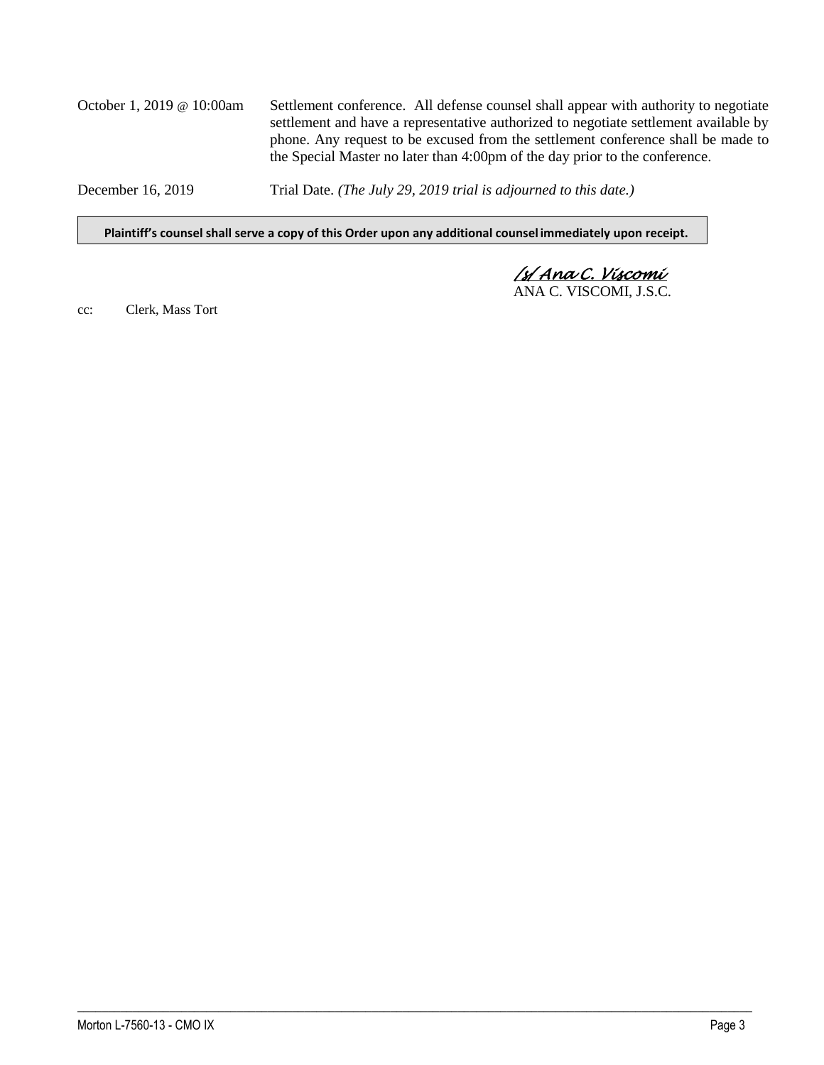| | |
|---|---|
| October 1, 2019 @ 10:00am | Settlement conference. All defense counsel shall appear with authority to negotiate settlement and have a representative authorized to negotiate settlement available by phone. Any request to be excused from the settlement conference shall be made to the Special Master no later than 4:00pm of the day prior to the conference. |
| December 16, 2019 | Trial Date. *(The July 29, 2019 trial is adjourned to this date.)* |

**Plaintiff's counsel shall serve a copy of this Order upon any additional counsel immediately upon receipt.**

*/s/ Ana C. Viscomi*
ANA C. VISCOMI, J.S.C.

cc: Clerk, Mass Tort